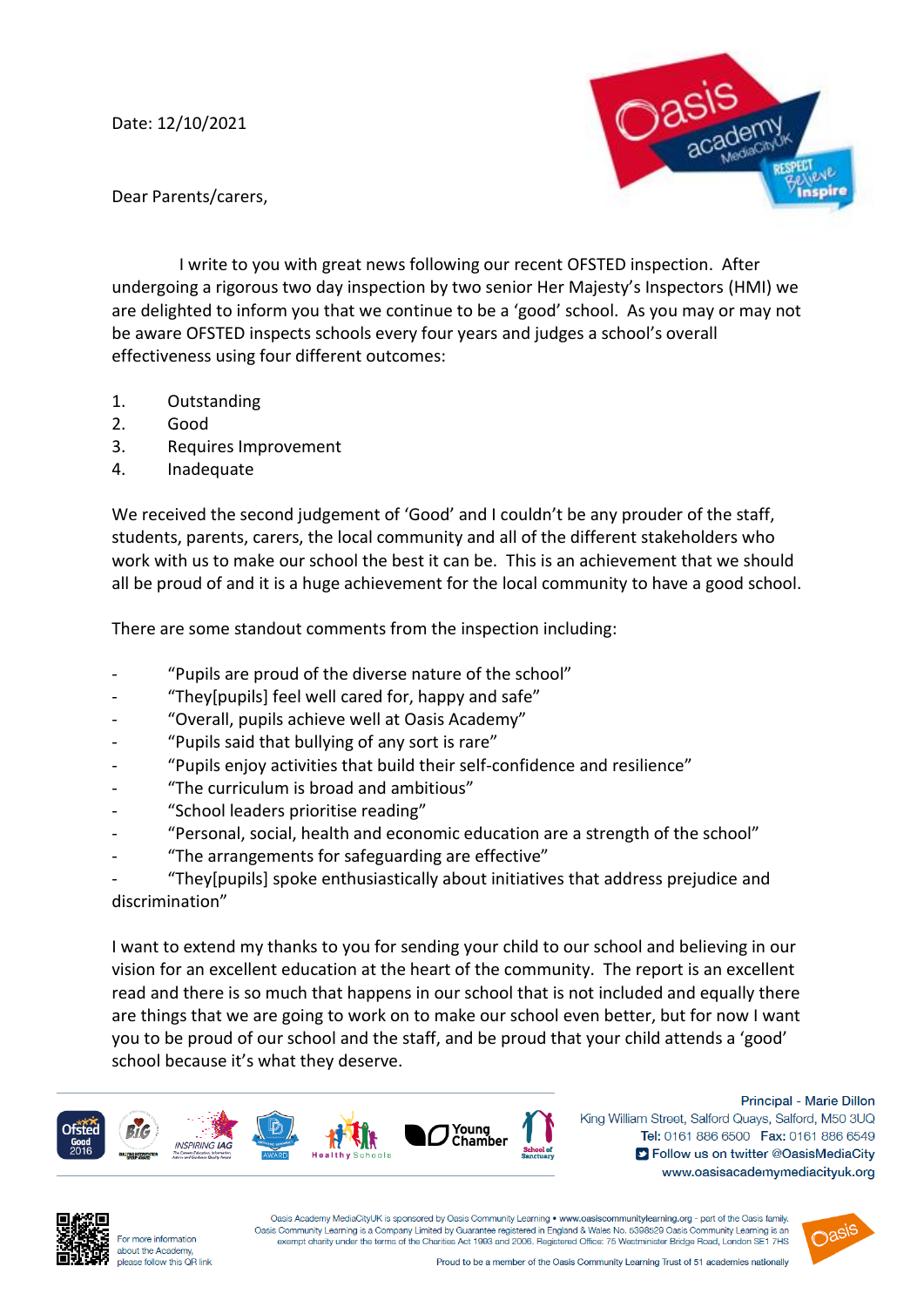Date: 12/10/2021

Dear Parents/carers,

I write to you with great news following our recent OFSTED inspection. After undergoing a rigorous two day inspection by two senior Her Majesty's Inspectors (HMI) we are delighted to inform you that we continue to be a 'good' school. As you may or may not be aware OFSTED inspects schools every four years and judges a school's overall effectiveness using four different outcomes:

1. Outstanding
2. Good
3. Requires Improvement
4. Inadequate

We received the second judgement of 'Good' and I couldn't be any prouder of the staff, students, parents, carers, the local community and all of the different stakeholders who work with us to make our school the best it can be. This is an achievement that we should all be proud of and it is a huge achievement for the local community to have a good school.

There are some standout comments from the inspection including:

- "Pupils are proud of the diverse nature of the school"
- "They[pupils] feel well cared for, happy and safe"
- "Overall, pupils achieve well at Oasis Academy"
- "Pupils said that bullying of any sort is rare"
- "Pupils enjoy activities that build their self-confidence and resilience"
- "The curriculum is broad and ambitious"
- "School leaders prioritise reading"
- "Personal, social, health and economic education are a strength of the school"
- "The arrangements for safeguarding are effective"
- "They[pupils] spoke enthusiastically about initiatives that address prejudice and discrimination"

I want to extend my thanks to you for sending your child to our school and believing in our vision for an excellent education at the heart of the community. The report is an excellent read and there is so much that happens in our school that is not included and equally there are things that we are going to work on to make our school even better, but for now I want you to be proud of our school and the staff, and be proud that your child attends a 'good' school because it's what they deserve.

Principal - Marie Dillon
King William Street, Salford Quays, Salford, M50 3UQ
Tel: 0161 886 6500 Fax: 0161 886 6549
Follow us on twitter @OasisMediaCity
www.oasisacademymediacityuk.org

For more information about the Academy, please follow this QR link

Oasis Academy MediaCityUK is sponsored by Oasis Community Learning • www.oasiscommunitylearning.org - part of the Oasis family. Oasis Community Learning is a Company Limited by Guarantee registered in England & Wales No. 5398529 Oasis Community Learning is an exempt charity under the terms of the Charities Act 1993 and 2006. Registered Office: 75 Westminster Bridge Road, London SE1 7HS

Proud to be a member of the Oasis Community Learning Trust of 51 academies nationally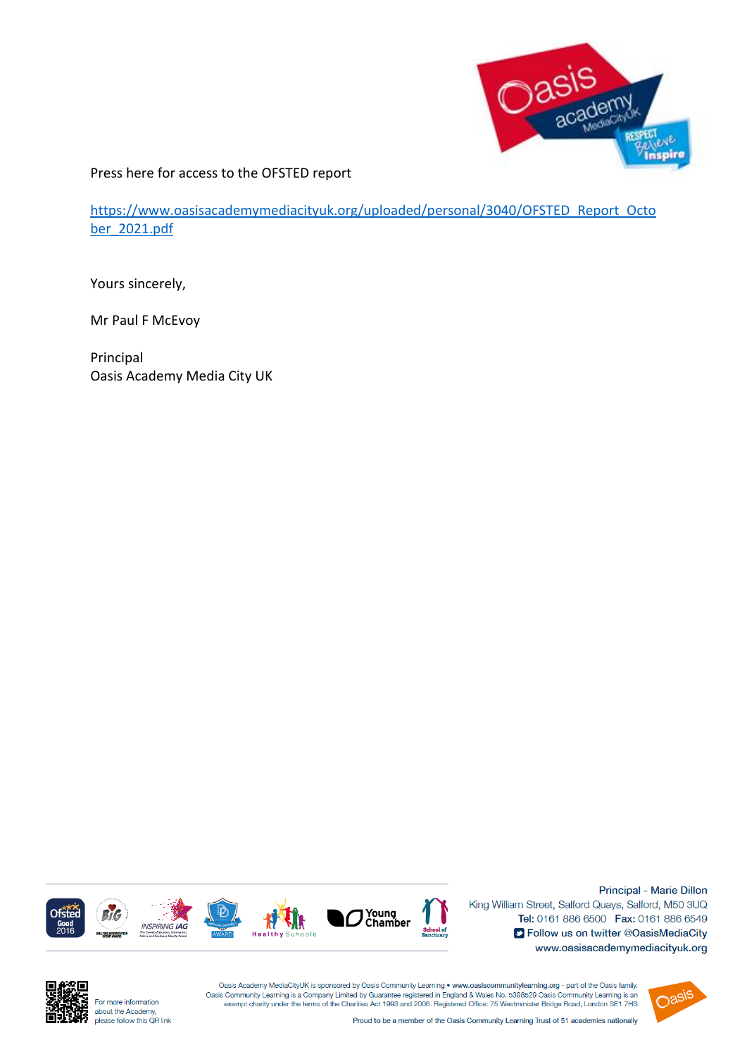Press here for access to the OFSTED report

https://www.oasisacademymediacityuk.org/uploaded/personal/3040/OFSTED_Report_October_2021.pdf

Yours sincerely,

Mr Paul F McEvoy

Principal
Oasis Academy Media City UK

Principal - Marie Dillon
King William Street, Salford Quays, Salford, M50 3UQ
**Tel:** 0161 886 6500 **Fax:** 0161 886 6549
Follow us on twitter @OasisMediaCity
www.oasisacademymediacityuk.org

For more information about the Academy, please follow this QR link

Oasis Academy MediaCityUK is sponsored by Oasis Community Learning • www.oasiscommunitylearning.org - part of the Oasis family. Oasis Community Learning is a Company Limited by Guarantee registered in England & Wales No. 5398529 Oasis Community Learning is an exempt charity under the terms of the Charities Act 1993 and 2006. Registered Office: 75 Westminster Bridge Road, London SE1 7HS

Proud to be a member of the Oasis Community Learning Trust of 51 academies nationally